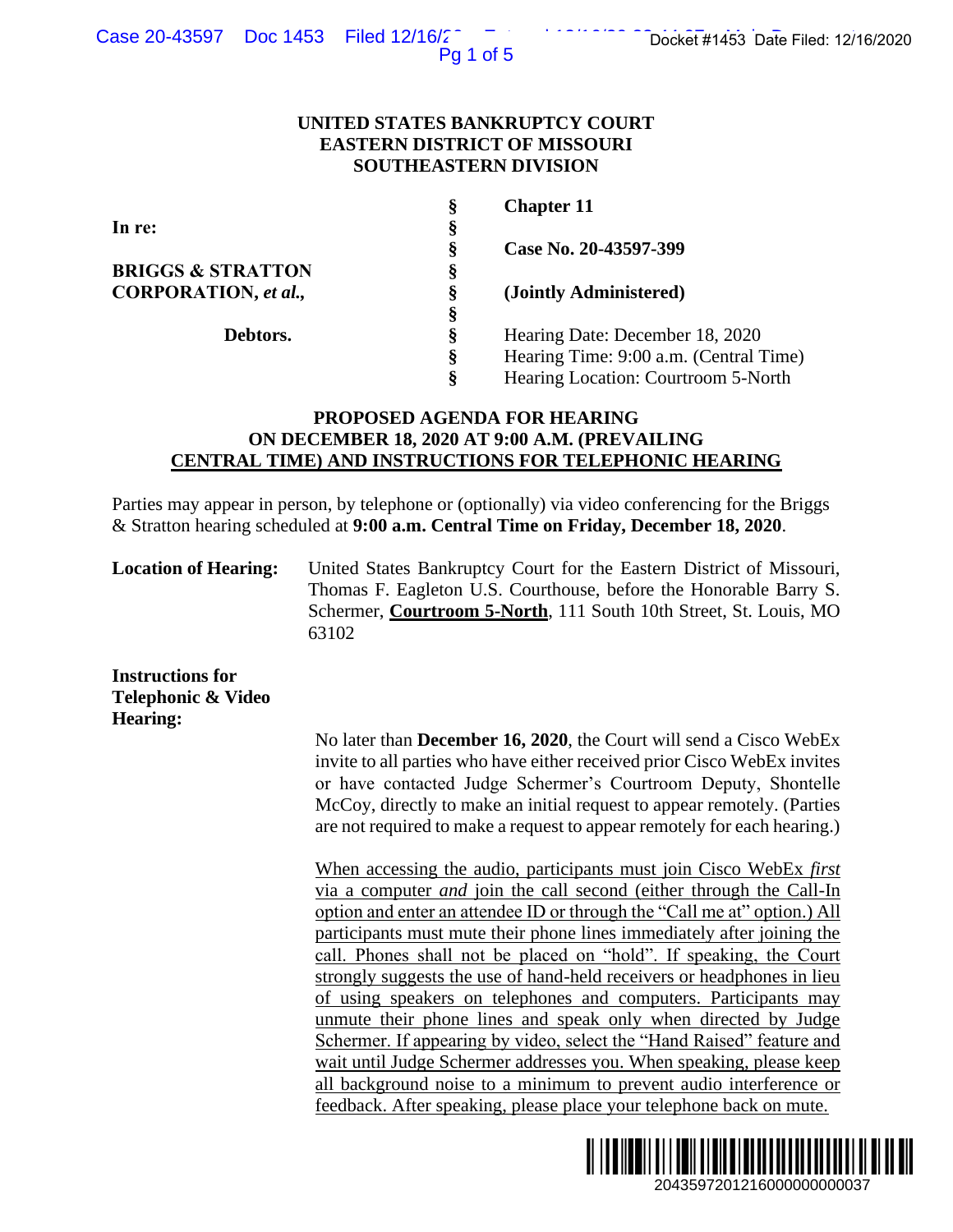UNITED STATES BANKRUPTCY COURT
EASTERN DISTRICT OF MISSOURI
SOUTHEASTERN DIVISION

| | | |
|---|---|---|
| In re: | § | **Chapter 11** |
| | § | |
| **BRIGGS & STRATTON CORPORATION, *et al.*,** | § | **Case No. 20-43597-399** |
| | § | **(Jointly Administered)** |
| **Debtors.** | § | Hearing Date: December 18, 2020 |
| | § | Hearing Time: 9:00 a.m. (Central Time) |
| | § | Hearing Location: Courtroom 5-North |

## PROPOSED AGENDA FOR HEARING ON DECEMBER 18, 2020 AT 9:00 A.M. (PREVAILING CENTRAL TIME) AND INSTRUCTIONS FOR TELEPHONIC HEARING

Parties may appear in person, by telephone or (optionally) via video conferencing for the Briggs & Stratton hearing scheduled at **9:00 a.m. Central Time on Friday, December 18, 2020**.

**Location of Hearing:** United States Bankruptcy Court for the Eastern District of Missouri, Thomas F. Eagleton U.S. Courthouse, before the Honorable Barry S. Schermer, **Courtroom 5-North**, 111 South 10th Street, St. Louis, MO 63102

**Instructions for Telephonic & Video Hearing:**

No later than **December 16, 2020**, the Court will send a Cisco WebEx invite to all parties who have either received prior Cisco WebEx invites or have contacted Judge Schermer's Courtroom Deputy, Shontelle McCoy, directly to make an initial request to appear remotely. (Parties are not required to make a request to appear remotely for each hearing.)

When accessing the audio, participants must join Cisco WebEx *first* via a computer *and* join the call second (either through the Call-In option and enter an attendee ID or through the "Call me at" option.) All participants must mute their phone lines immediately after joining the call. Phones shall not be placed on "hold". If speaking, the Court strongly suggests the use of hand-held receivers or headphones in lieu of using speakers on telephones and computers. Participants may unmute their phone lines and speak only when directed by Judge Schermer. If appearing by video, select the "Hand Raised" feature and wait until Judge Schermer addresses you. When speaking, please keep all background noise to a minimum to prevent audio interference or feedback. After speaking, please place your telephone back on mute.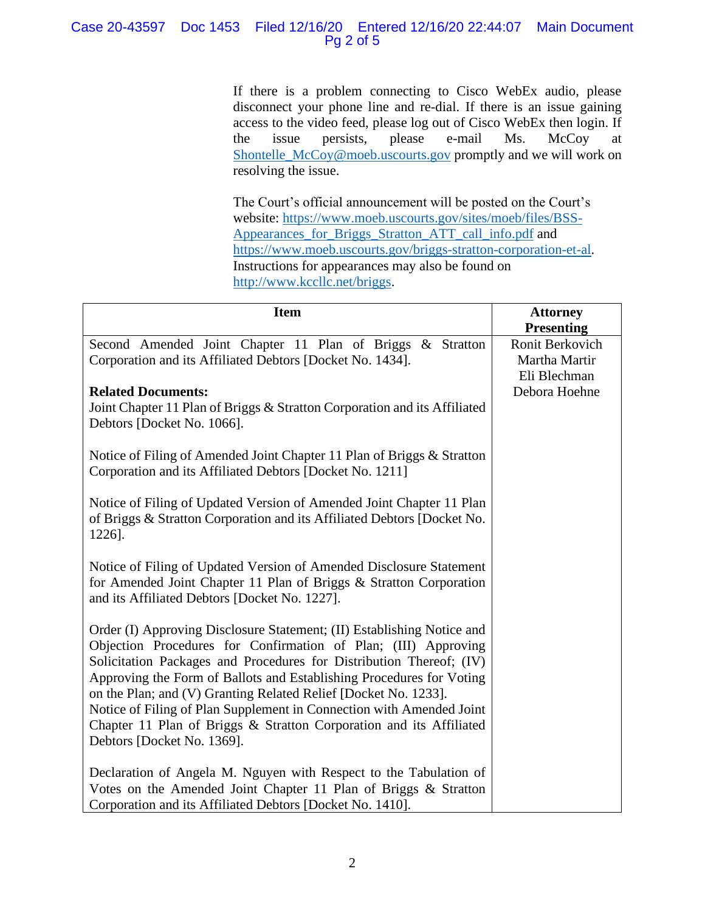If there is a problem connecting to Cisco WebEx audio, please disconnect your phone line and re-dial. If there is an issue gaining access to the video feed, please log out of Cisco WebEx then login. If the issue persists, please e-mail Ms. McCoy at Shontelle_McCoy@moeb.uscourts.gov promptly and we will work on resolving the issue.

The Court's official announcement will be posted on the Court's website: https://www.moeb.uscourts.gov/sites/moeb/files/BSS-Appearances_for_Briggs_Stratton_ATT_call_info.pdf and https://www.moeb.uscourts.gov/briggs-stratton-corporation-et-al. Instructions for appearances may also be found on http://www.kccllc.net/briggs.

| Item | Attorney Presenting |
|---|---|
| Second Amended Joint Chapter 11 Plan of Briggs & Stratton Corporation and its Affiliated Debtors [Docket No. 1434].<br><br>**Related Documents:**<br>Joint Chapter 11 Plan of Briggs & Stratton Corporation and its Affiliated Debtors [Docket No. 1066].<br><br>Notice of Filing of Amended Joint Chapter 11 Plan of Briggs & Stratton Corporation and its Affiliated Debtors [Docket No. 1211]<br><br>Notice of Filing of Updated Version of Amended Joint Chapter 11 Plan of Briggs & Stratton Corporation and its Affiliated Debtors [Docket No. 1226].<br><br>Notice of Filing of Updated Version of Amended Disclosure Statement for Amended Joint Chapter 11 Plan of Briggs & Stratton Corporation and its Affiliated Debtors [Docket No. 1227].<br><br>Order (I) Approving Disclosure Statement; (II) Establishing Notice and Objection Procedures for Confirmation of Plan; (III) Approving Solicitation Packages and Procedures for Distribution Thereof; (IV) Approving the Form of Ballots and Establishing Procedures for Voting on the Plan; and (V) Granting Related Relief [Docket No. 1233].<br>Notice of Filing of Plan Supplement in Connection with Amended Joint Chapter 11 Plan of Briggs & Stratton Corporation and its Affiliated Debtors [Docket No. 1369].<br><br>Declaration of Angela M. Nguyen with Respect to the Tabulation of Votes on the Amended Joint Chapter 11 Plan of Briggs & Stratton Corporation and its Affiliated Debtors [Docket No. 1410]. | Ronit Berkovich<br>Martha Martir<br>Eli Blechman<br>Debora Hoehne |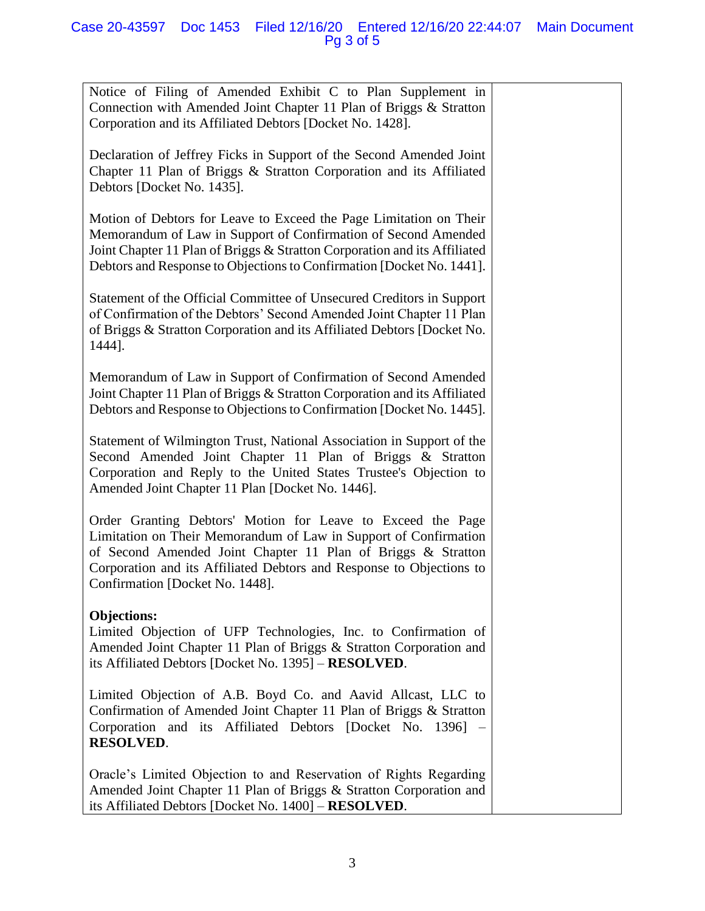| | |
|---|---|
| Notice of Filing of Amended Exhibit C to Plan Supplement in Connection with Amended Joint Chapter 11 Plan of Briggs & Stratton Corporation and its Affiliated Debtors [Docket No. 1428].<br><br>Declaration of Jeffrey Ficks in Support of the Second Amended Joint Chapter 11 Plan of Briggs & Stratton Corporation and its Affiliated Debtors [Docket No. 1435].<br><br>Motion of Debtors for Leave to Exceed the Page Limitation on Their Memorandum of Law in Support of Confirmation of Second Amended Joint Chapter 11 Plan of Briggs & Stratton Corporation and its Affiliated Debtors and Response to Objections to Confirmation [Docket No. 1441].<br><br>Statement of the Official Committee of Unsecured Creditors in Support of Confirmation of the Debtors' Second Amended Joint Chapter 11 Plan of Briggs & Stratton Corporation and its Affiliated Debtors [Docket No. 1444].<br><br>Memorandum of Law in Support of Confirmation of Second Amended Joint Chapter 11 Plan of Briggs & Stratton Corporation and its Affiliated Debtors and Response to Objections to Confirmation [Docket No. 1445].<br><br>Statement of Wilmington Trust, National Association in Support of the Second Amended Joint Chapter 11 Plan of Briggs & Stratton Corporation and Reply to the United States Trustee's Objection to Amended Joint Chapter 11 Plan [Docket No. 1446].<br><br>Order Granting Debtors' Motion for Leave to Exceed the Page Limitation on Their Memorandum of Law in Support of Confirmation of Second Amended Joint Chapter 11 Plan of Briggs & Stratton Corporation and its Affiliated Debtors and Response to Objections to Confirmation [Docket No. 1448].<br><br>**Objections:**<br>Limited Objection of UFP Technologies, Inc. to Confirmation of Amended Joint Chapter 11 Plan of Briggs & Stratton Corporation and its Affiliated Debtors [Docket No. 1395] – **RESOLVED**.<br><br>Limited Objection of A.B. Boyd Co. and Aavid Allcast, LLC to Confirmation of Amended Joint Chapter 11 Plan of Briggs & Stratton Corporation and its Affiliated Debtors [Docket No. 1396] – **RESOLVED**.<br><br>Oracle's Limited Objection to and Reservation of Rights Regarding Amended Joint Chapter 11 Plan of Briggs & Stratton Corporation and its Affiliated Debtors [Docket No. 1400] – **RESOLVED**. | |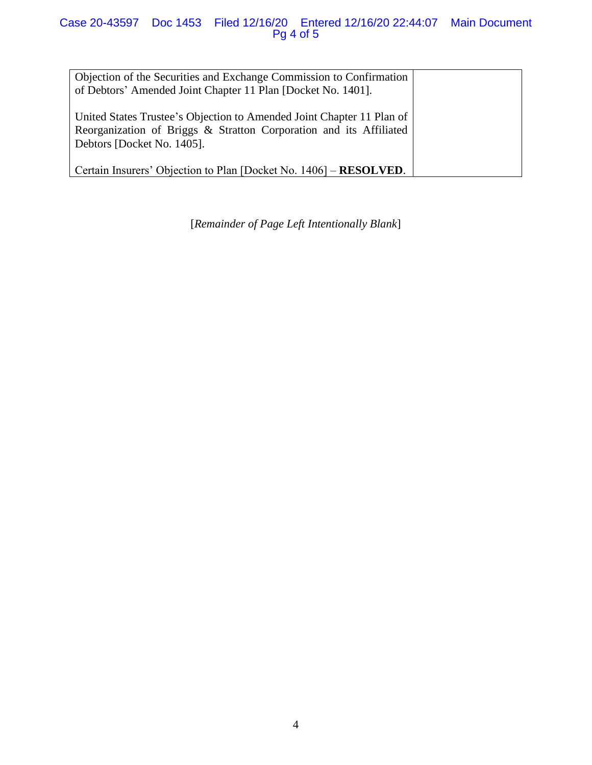| | |
|---|---|
| Objection of the Securities and Exchange Commission to Confirmation of Debtors' Amended Joint Chapter 11 Plan [Docket No. 1401].<br><br>United States Trustee's Objection to Amended Joint Chapter 11 Plan of Reorganization of Briggs & Stratton Corporation and its Affiliated Debtors [Docket No. 1405].<br><br>Certain Insurers' Objection to Plan [Docket No. 1406] – **RESOLVED**. | |

[*Remainder of Page Left Intentionally Blank*]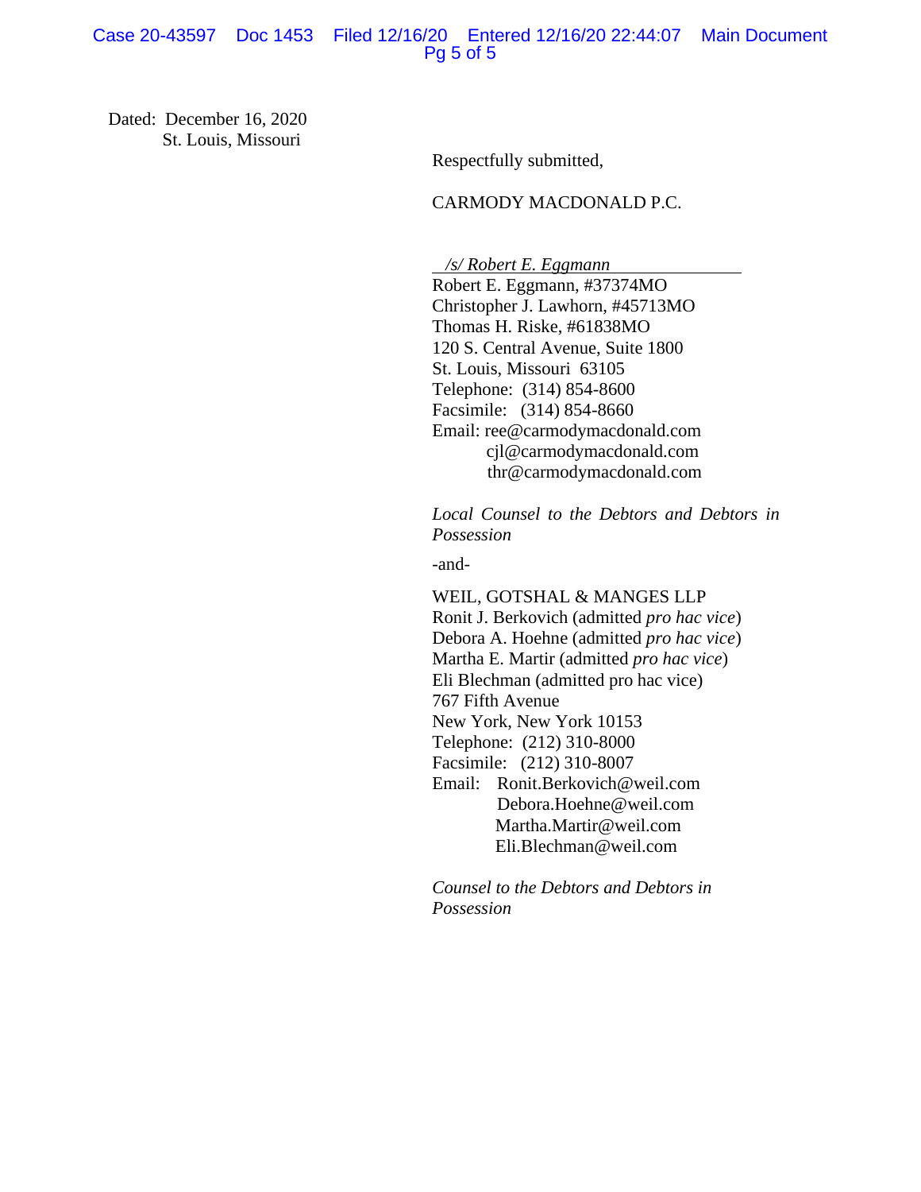Dated: December 16, 2020
St. Louis, Missouri

Respectfully submitted,

CARMODY MACDONALD P.C.

*/s/ Robert E. Eggmann*
Robert E. Eggmann, #37374MO
Christopher J. Lawhorn, #45713MO
Thomas H. Riske, #61838MO
120 S. Central Avenue, Suite 1800
St. Louis, Missouri 63105
Telephone: (314) 854-8600
Facsimile: (314) 854-8660
Email: ree@carmodymacdonald.com
cjl@carmodymacdonald.com
thr@carmodymacdonald.com

*Local Counsel to the Debtors and Debtors in Possession*

-and-

WEIL, GOTSHAL & MANGES LLP
Ronit J. Berkovich (admitted *pro hac vice*)
Debora A. Hoehne (admitted *pro hac vice*)
Martha E. Martir (admitted *pro hac vice*)
Eli Blechman (admitted pro hac vice)
767 Fifth Avenue
New York, New York 10153
Telephone: (212) 310-8000
Facsimile: (212) 310-8007
Email: Ronit.Berkovich@weil.com
Debora.Hoehne@weil.com
Martha.Martir@weil.com
Eli.Blechman@weil.com

*Counsel to the Debtors and Debtors in Possession*